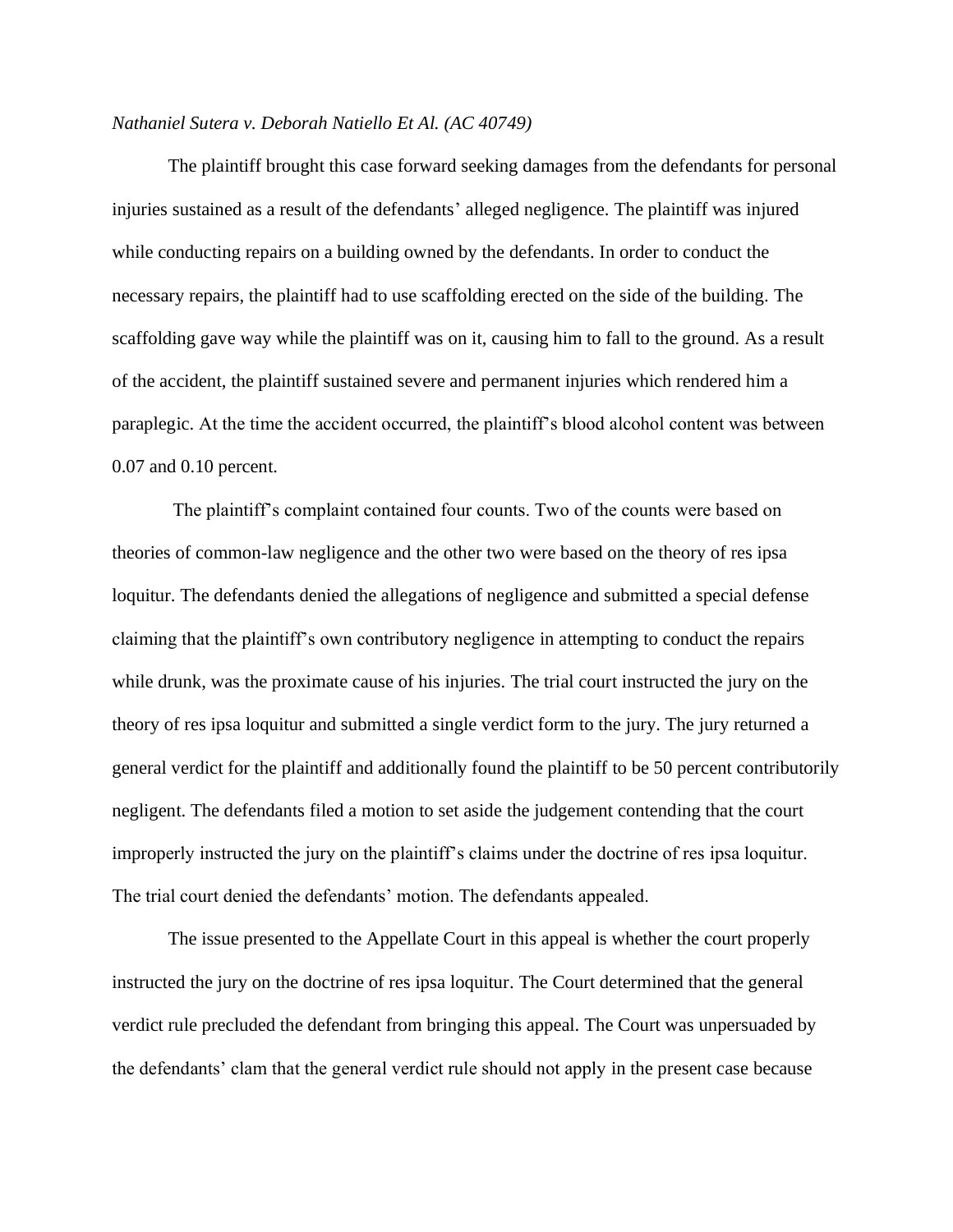*Nathaniel Sutera v. Deborah Natiello Et Al. (AC 40749)*

The plaintiff brought this case forward seeking damages from the defendants for personal injuries sustained as a result of the defendants' alleged negligence. The plaintiff was injured while conducting repairs on a building owned by the defendants. In order to conduct the necessary repairs, the plaintiff had to use scaffolding erected on the side of the building. The scaffolding gave way while the plaintiff was on it, causing him to fall to the ground. As a result of the accident, the plaintiff sustained severe and permanent injuries which rendered him a paraplegic. At the time the accident occurred, the plaintiff's blood alcohol content was between 0.07 and 0.10 percent.

The plaintiff's complaint contained four counts. Two of the counts were based on theories of common-law negligence and the other two were based on the theory of res ipsa loquitur. The defendants denied the allegations of negligence and submitted a special defense claiming that the plaintiff's own contributory negligence in attempting to conduct the repairs while drunk, was the proximate cause of his injuries. The trial court instructed the jury on the theory of res ipsa loquitur and submitted a single verdict form to the jury. The jury returned a general verdict for the plaintiff and additionally found the plaintiff to be 50 percent contributorily negligent. The defendants filed a motion to set aside the judgement contending that the court improperly instructed the jury on the plaintiff's claims under the doctrine of res ipsa loquitur. The trial court denied the defendants' motion. The defendants appealed.

The issue presented to the Appellate Court in this appeal is whether the court properly instructed the jury on the doctrine of res ipsa loquitur. The Court determined that the general verdict rule precluded the defendant from bringing this appeal. The Court was unpersuaded by the defendants' clam that the general verdict rule should not apply in the present case because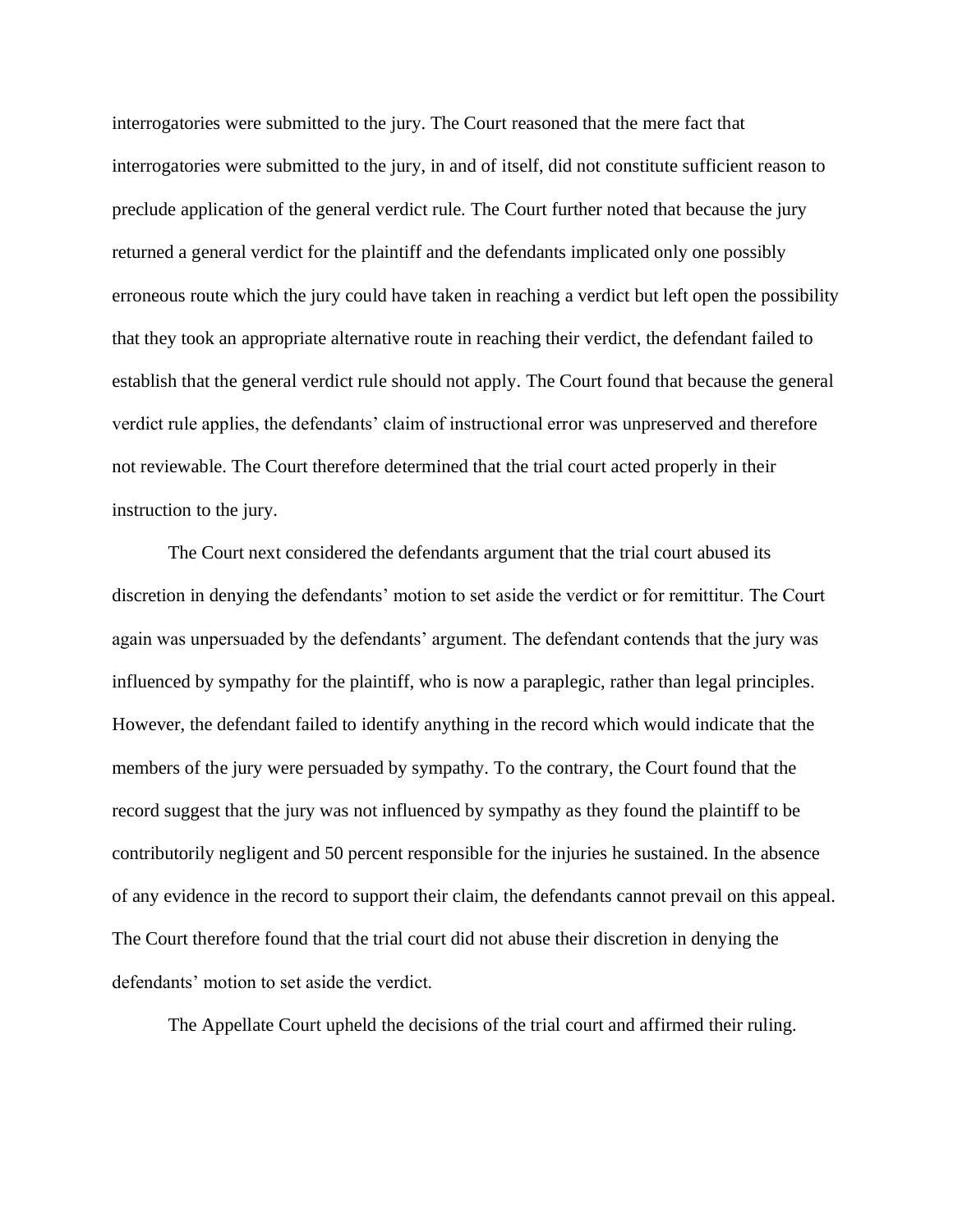interrogatories were submitted to the jury. The Court reasoned that the mere fact that interrogatories were submitted to the jury, in and of itself, did not constitute sufficient reason to preclude application of the general verdict rule. The Court further noted that because the jury returned a general verdict for the plaintiff and the defendants implicated only one possibly erroneous route which the jury could have taken in reaching a verdict but left open the possibility that they took an appropriate alternative route in reaching their verdict, the defendant failed to establish that the general verdict rule should not apply. The Court found that because the general verdict rule applies, the defendants' claim of instructional error was unpreserved and therefore not reviewable. The Court therefore determined that the trial court acted properly in their instruction to the jury.

The Court next considered the defendants argument that the trial court abused its discretion in denying the defendants' motion to set aside the verdict or for remittitur. The Court again was unpersuaded by the defendants' argument. The defendant contends that the jury was influenced by sympathy for the plaintiff, who is now a paraplegic, rather than legal principles. However, the defendant failed to identify anything in the record which would indicate that the members of the jury were persuaded by sympathy. To the contrary, the Court found that the record suggest that the jury was not influenced by sympathy as they found the plaintiff to be contributorily negligent and 50 percent responsible for the injuries he sustained. In the absence of any evidence in the record to support their claim, the defendants cannot prevail on this appeal. The Court therefore found that the trial court did not abuse their discretion in denying the defendants' motion to set aside the verdict.

The Appellate Court upheld the decisions of the trial court and affirmed their ruling.